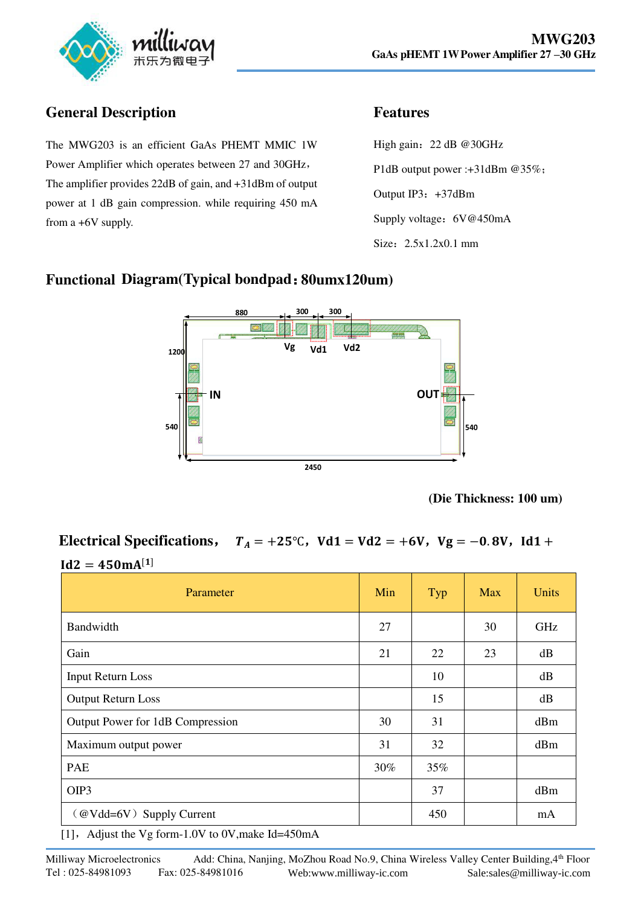MWG203

GaAs pHEMT 1W Power Amplifier 27 –30 GHz

## General Description

The MWG203 is an efficient GaAs PHEMT MMIC 1W Power Amplifier which operates between 27 and 30GHz, The amplifier provides 22dB of gain, and +31dBm of output power at 1 dB gain compression. while requiring 450 mA from a +6V supply.

## Features

High gain：22 dB @30GHz

P1dB output power :+31dBm @35%;

Output IP3：+37dBm

Supply voltage：6V@450mA

Size：2.5x1.2x0.1 mm

## Functional Diagram(Typical bondpad：80umx120um)

880 300 300

Vg Vd1 Vd2

1200

IN OUT

540 540

2450

(Die Thickness: 100 um)

## Electrical Specifications， $T_A = +25℃$，$Vd1 = Vd2 = +6V$，$Vg = -0.8V$，$Id1 + Id2 = 450mA$[1]

| Parameter | Min | Typ | Max | Units |
|---|---|---|---|---|
| Bandwidth | 27 | | 30 | GHz |
| Gain | 21 | 22 | 23 | dB |
| Input Return Loss | | 10 | | dB |
| Output Return Loss | | 15 | | dB |
| Output Power for 1dB Compression | 30 | 31 | | dBm |
| Maximum output power | 31 | 32 | | dBm |
| PAE | 30% | 35% | | |
| OIP3 | | 37 | | dBm |
| （@Vdd=6V）Supply Current | | 450 | | mA |

[1]，Adjust the Vg form-1.0V to 0V,make Id=450mA

Milliway Microelectronics Add: China, Nanjing, MoZhou Road No.9, China Wireless Valley Center Building,4th Floor
Tel : 025-84981093 Fax: 025-84981016 Web:www.milliway-ic.com Sale:sales@milliway-ic.com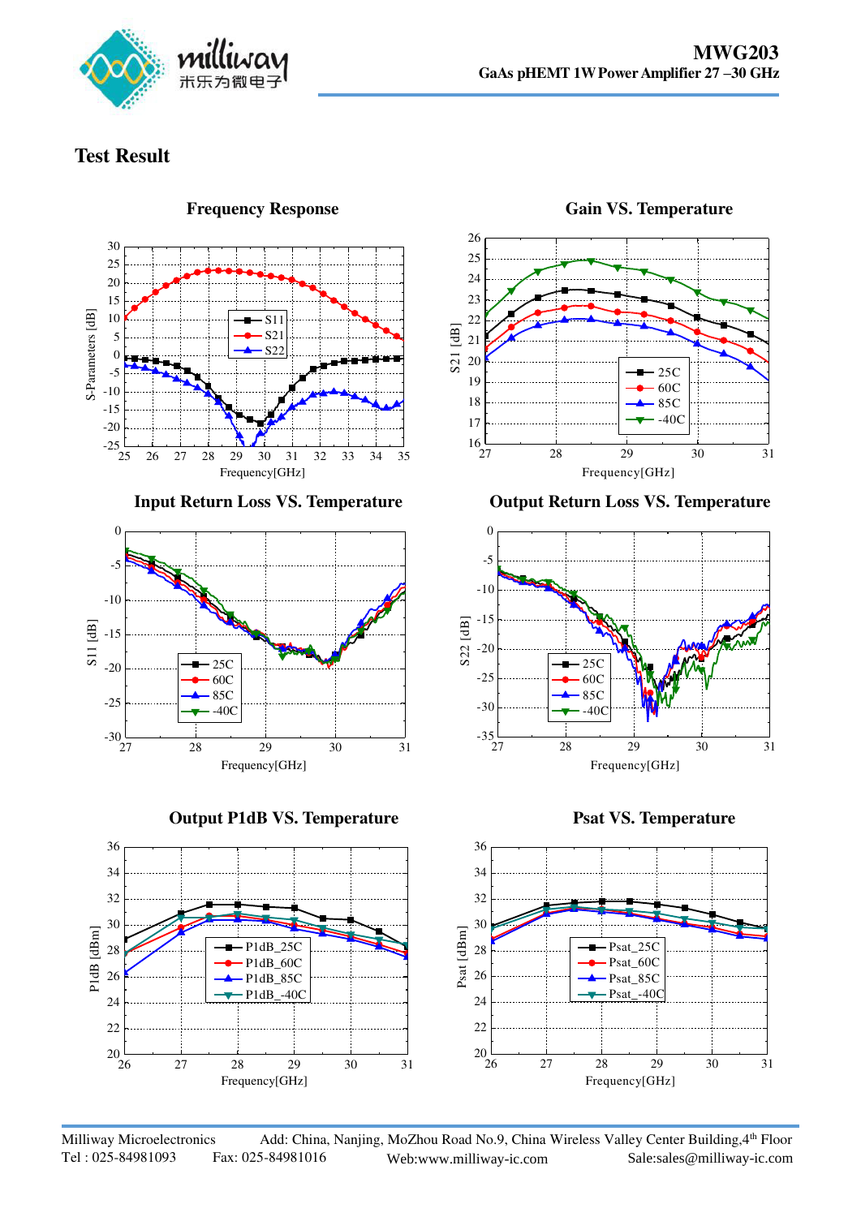## Test Result

**Frequency Response**

**Gain VS. Temperature**

**Input Return Loss VS. Temperature**

**Output Return Loss VS. Temperature**

**Output P1dB VS. Temperature**

**Psat VS. Temperature**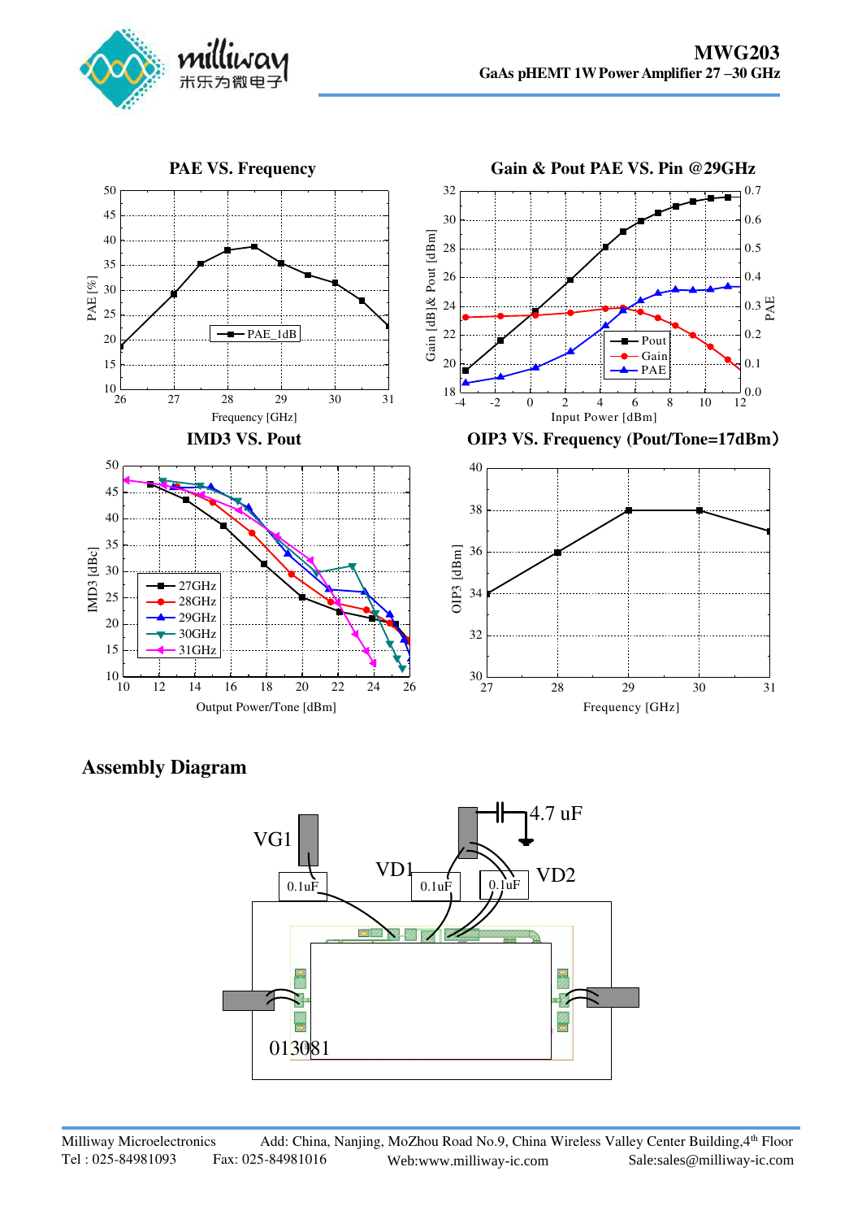PAE VS. Frequency

PAE [%]

50
45
40
35
30
25
20
15
10

26 27 28 29 30 31

Frequency [GHz]

PAE_1dB

Gain & Pout PAE VS. Pin @29GHz

Gain [dB]& Pout [dBm]

32
30
28
26
24
22
20
18

-4 -2 0 2 4 6 8 10 12

Input Power [dBm]

PAE

0.7
0.6
0.5
0.4
0.3
0.2
0.1
0.0

Pout
Gain
PAE

IMD3 VS. Pout

IMD3 [dBc]

50
45
40
35
30
25
20
15
10

10 12 14 16 18 20 22 24 26

Output Power/Tone [dBm]

27GHz
28GHz
29GHz
30GHz
31GHz

OIP3 VS. Frequency (Pout/Tone=17dBm）

OIP3 [dBm]

40
38
36
34
32
30

27 28 29 30 31

Frequency [GHz]

## Assembly Diagram

4.7 uF

VG1

VD1

VD2

0.1uF

0.1uF

0.1uF

013081